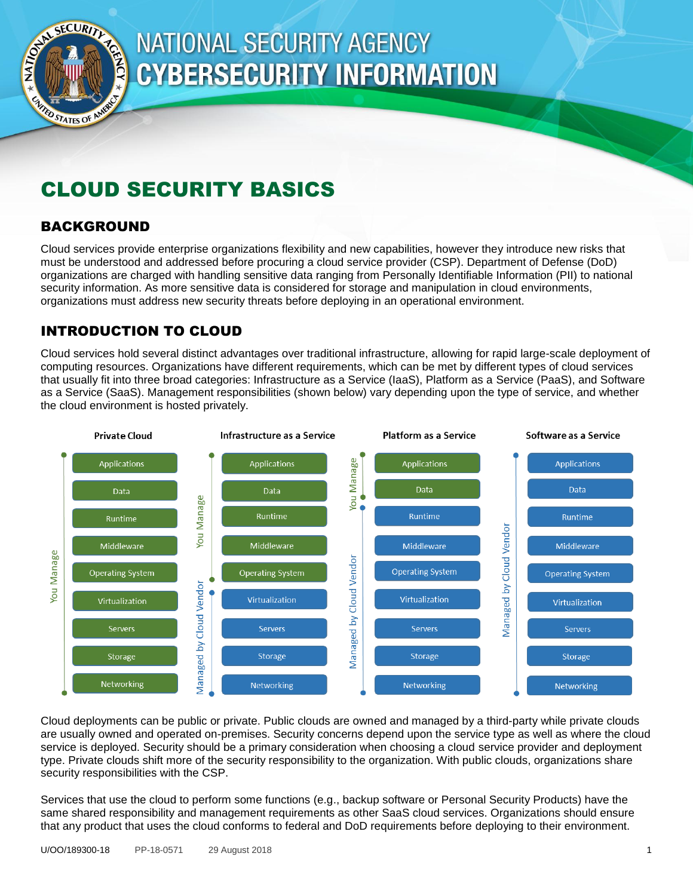NATIONAL SECURITY AGENCY
CYBERSECURITY INFORMATION

# CLOUD SECURITY BASICS

## BACKGROUND

Cloud services provide enterprise organizations flexibility and new capabilities, however they introduce new risks that must be understood and addressed before procuring a cloud service provider (CSP). Department of Defense (DoD) organizations are charged with handling sensitive data ranging from Personally Identifiable Information (PII) to national security information. As more sensitive data is considered for storage and manipulation in cloud environments, organizations must address new security threats before deploying in an operational environment.

## INTRODUCTION TO CLOUD

Cloud services hold several distinct advantages over traditional infrastructure, allowing for rapid large-scale deployment of computing resources. Organizations have different requirements, which can be met by different types of cloud services that usually fit into three broad categories: Infrastructure as a Service (IaaS), Platform as a Service (PaaS), and Software as a Service (SaaS). Management responsibilities (shown below) vary depending upon the type of service, and whether the cloud environment is hosted privately.

| | Private Cloud | Infrastructure as a Service | Platform as a Service | Software as a Service |
|---|---|---|---|---|
| Applications | You Manage | You Manage | You Manage | Managed by Cloud Vendor |
| Data | You Manage | You Manage | You Manage | Managed by Cloud Vendor |
| Runtime | You Manage | You Manage | Managed by Cloud Vendor | Managed by Cloud Vendor |
| Middleware | You Manage | You Manage | Managed by Cloud Vendor | Managed by Cloud Vendor |
| Operating System | You Manage | You Manage | Managed by Cloud Vendor | Managed by Cloud Vendor |
| Virtualization | You Manage | Managed by Cloud Vendor | Managed by Cloud Vendor | Managed by Cloud Vendor |
| Servers | You Manage | Managed by Cloud Vendor | Managed by Cloud Vendor | Managed by Cloud Vendor |
| Storage | You Manage | Managed by Cloud Vendor | Managed by Cloud Vendor | Managed by Cloud Vendor |
| Networking | You Manage | Managed by Cloud Vendor | Managed by Cloud Vendor | Managed by Cloud Vendor |

Cloud deployments can be public or private. Public clouds are owned and managed by a third-party while private clouds are usually owned and operated on-premises. Security concerns depend upon the service type as well as where the cloud service is deployed. Security should be a primary consideration when choosing a cloud service provider and deployment type. Private clouds shift more of the security responsibility to the organization. With public clouds, organizations share security responsibilities with the CSP.

Services that use the cloud to perform some functions (e.g., backup software or Personal Security Products) have the same shared responsibility and management requirements as other SaaS cloud services. Organizations should ensure that any product that uses the cloud conforms to federal and DoD requirements before deploying to their environment.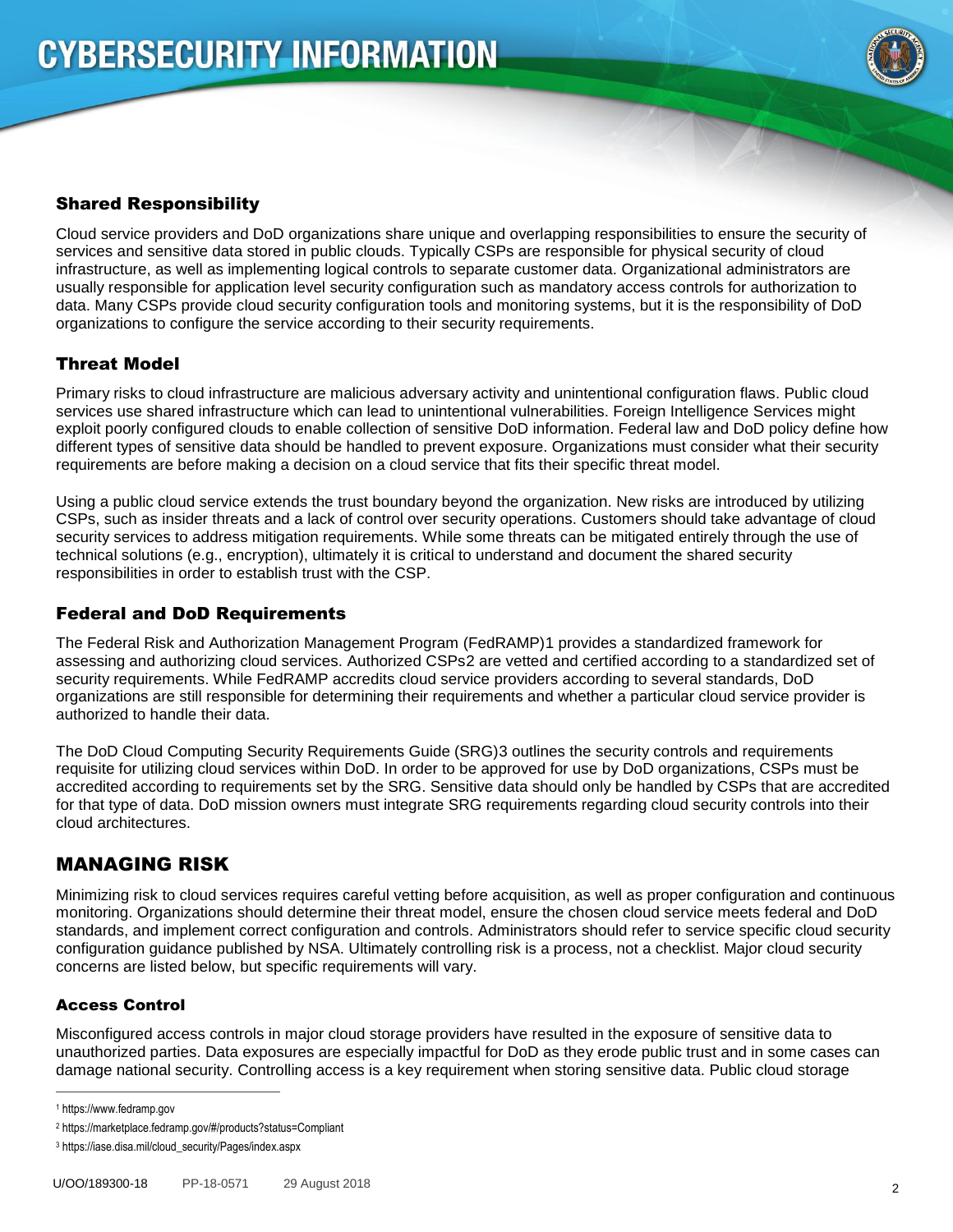### Shared Responsibility

Cloud service providers and DoD organizations share unique and overlapping responsibilities to ensure the security of services and sensitive data stored in public clouds. Typically CSPs are responsible for physical security of cloud infrastructure, as well as implementing logical controls to separate customer data. Organizational administrators are usually responsible for application level security configuration such as mandatory access controls for authorization to data. Many CSPs provide cloud security configuration tools and monitoring systems, but it is the responsibility of DoD organizations to configure the service according to their security requirements.

### Threat Model

Primary risks to cloud infrastructure are malicious adversary activity and unintentional configuration flaws. Public cloud services use shared infrastructure which can lead to unintentional vulnerabilities. Foreign Intelligence Services might exploit poorly configured clouds to enable collection of sensitive DoD information. Federal law and DoD policy define how different types of sensitive data should be handled to prevent exposure. Organizations must consider what their security requirements are before making a decision on a cloud service that fits their specific threat model.

Using a public cloud service extends the trust boundary beyond the organization. New risks are introduced by utilizing CSPs, such as insider threats and a lack of control over security operations. Customers should take advantage of cloud security services to address mitigation requirements. While some threats can be mitigated entirely through the use of technical solutions (e.g., encryption), ultimately it is critical to understand and document the shared security responsibilities in order to establish trust with the CSP.

### Federal and DoD Requirements

The Federal Risk and Authorization Management Program (FedRAMP)[1] provides a standardized framework for assessing and authorizing cloud services. Authorized CSPs[2] are vetted and certified according to a standardized set of security requirements. While FedRAMP accredits cloud service providers according to several standards, DoD organizations are still responsible for determining their requirements and whether a particular cloud service provider is authorized to handle their data.

The DoD Cloud Computing Security Requirements Guide (SRG)[3] outlines the security controls and requirements requisite for utilizing cloud services within DoD. In order to be approved for use by DoD organizations, CSPs must be accredited according to requirements set by the SRG. Sensitive data should only be handled by CSPs that are accredited for that type of data. DoD mission owners must integrate SRG requirements regarding cloud security controls into their cloud architectures.

## MANAGING RISK

Minimizing risk to cloud services requires careful vetting before acquisition, as well as proper configuration and continuous monitoring. Organizations should determine their threat model, ensure the chosen cloud service meets federal and DoD standards, and implement correct configuration and controls. Administrators should refer to service specific cloud security configuration guidance published by NSA. Ultimately controlling risk is a process, not a checklist. Major cloud security concerns are listed below, but specific requirements will vary.

### Access Control

Misconfigured access controls in major cloud storage providers have resulted in the exposure of sensitive data to unauthorized parties. Data exposures are especially impactful for DoD as they erode public trust and in some cases can damage national security. Controlling access is a key requirement when storing sensitive data. Public cloud storage

[1] https://www.fedramp.gov

[2] https://marketplace.fedramp.gov/#/products?status=Compliant

[3] https://iase.disa.mil/cloud_security/Pages/index.aspx

U/OO/189300-18 PP-18-0571 29 August 2018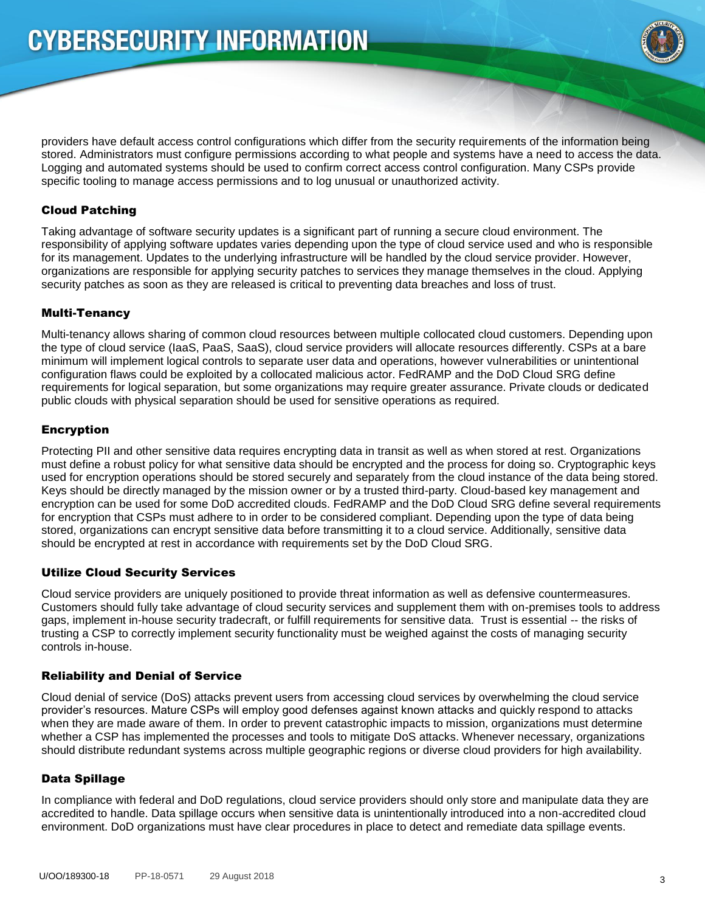providers have default access control configurations which differ from the security requirements of the information being stored. Administrators must configure permissions according to what people and systems have a need to access the data. Logging and automated systems should be used to confirm correct access control configuration. Many CSPs provide specific tooling to manage access permissions and to log unusual or unauthorized activity.

### Cloud Patching

Taking advantage of software security updates is a significant part of running a secure cloud environment. The responsibility of applying software updates varies depending upon the type of cloud service used and who is responsible for its management. Updates to the underlying infrastructure will be handled by the cloud service provider. However, organizations are responsible for applying security patches to services they manage themselves in the cloud. Applying security patches as soon as they are released is critical to preventing data breaches and loss of trust.

### Multi-Tenancy

Multi-tenancy allows sharing of common cloud resources between multiple collocated cloud customers. Depending upon the type of cloud service (IaaS, PaaS, SaaS), cloud service providers will allocate resources differently. CSPs at a bare minimum will implement logical controls to separate user data and operations, however vulnerabilities or unintentional configuration flaws could be exploited by a collocated malicious actor. FedRAMP and the DoD Cloud SRG define requirements for logical separation, but some organizations may require greater assurance. Private clouds or dedicated public clouds with physical separation should be used for sensitive operations as required.

### Encryption

Protecting PII and other sensitive data requires encrypting data in transit as well as when stored at rest. Organizations must define a robust policy for what sensitive data should be encrypted and the process for doing so. Cryptographic keys used for encryption operations should be stored securely and separately from the cloud instance of the data being stored. Keys should be directly managed by the mission owner or by a trusted third-party. Cloud-based key management and encryption can be used for some DoD accredited clouds. FedRAMP and the DoD Cloud SRG define several requirements for encryption that CSPs must adhere to in order to be considered compliant. Depending upon the type of data being stored, organizations can encrypt sensitive data before transmitting it to a cloud service. Additionally, sensitive data should be encrypted at rest in accordance with requirements set by the DoD Cloud SRG.

### Utilize Cloud Security Services

Cloud service providers are uniquely positioned to provide threat information as well as defensive countermeasures. Customers should fully take advantage of cloud security services and supplement them with on-premises tools to address gaps, implement in-house security tradecraft, or fulfill requirements for sensitive data. Trust is essential -- the risks of trusting a CSP to correctly implement security functionality must be weighed against the costs of managing security controls in-house.

### Reliability and Denial of Service

Cloud denial of service (DoS) attacks prevent users from accessing cloud services by overwhelming the cloud service provider's resources. Mature CSPs will employ good defenses against known attacks and quickly respond to attacks when they are made aware of them. In order to prevent catastrophic impacts to mission, organizations must determine whether a CSP has implemented the processes and tools to mitigate DoS attacks. Whenever necessary, organizations should distribute redundant systems across multiple geographic regions or diverse cloud providers for high availability.

### Data Spillage

In compliance with federal and DoD regulations, cloud service providers should only store and manipulate data they are accredited to handle. Data spillage occurs when sensitive data is unintentionally introduced into a non-accredited cloud environment. DoD organizations must have clear procedures in place to detect and remediate data spillage events.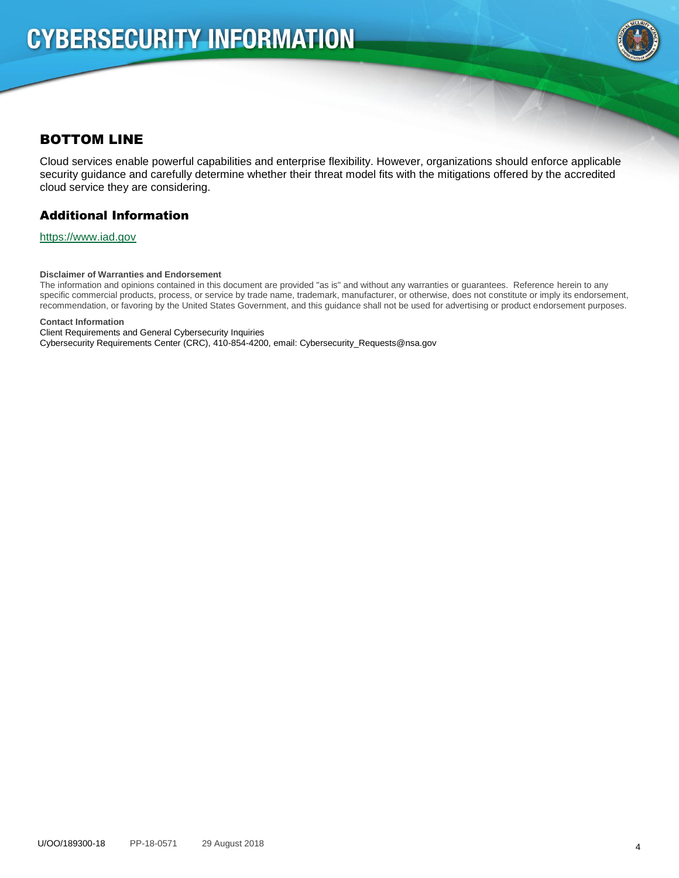## BOTTOM LINE

Cloud services enable powerful capabilities and enterprise flexibility. However, organizations should enforce applicable security guidance and carefully determine whether their threat model fits with the mitigations offered by the accredited cloud service they are considering.

## Additional Information

https://www.iad.gov

**Disclaimer of Warranties and Endorsement**

The information and opinions contained in this document are provided "as is" and without any warranties or guarantees. Reference herein to any specific commercial products, process, or service by trade name, trademark, manufacturer, or otherwise, does not constitute or imply its endorsement, recommendation, or favoring by the United States Government, and this guidance shall not be used for advertising or product endorsement purposes.

**Contact Information**

Client Requirements and General Cybersecurity Inquiries
Cybersecurity Requirements Center (CRC), 410-854-4200, email: Cybersecurity_Requests@nsa.gov